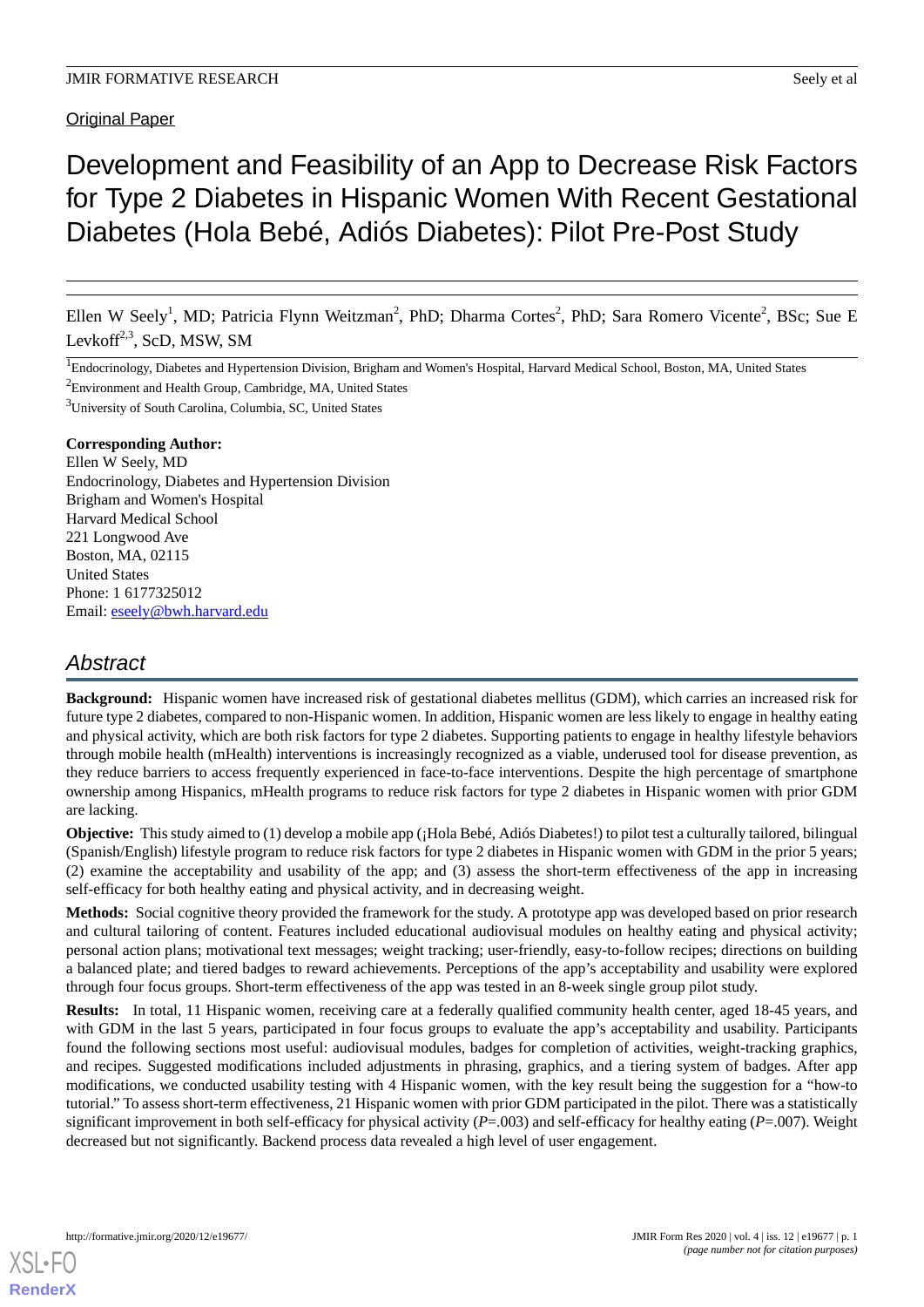Original Paper

# Development and Feasibility of an App to Decrease Risk Factors for Type 2 Diabetes in Hispanic Women With Recent Gestational Diabetes (Hola Bebé, Adiós Diabetes): Pilot Pre-Post Study

Ellen W Seely[1], MD; Patricia Flynn Weitzman[2], PhD; Dharma Cortes[2], PhD; Sara Romero Vicente[2], BSc; Sue E Levkoff[2,3], ScD, MSW, SM

[1]Endocrinology, Diabetes and Hypertension Division, Brigham and Women's Hospital, Harvard Medical School, Boston, MA, United States

[2]Environment and Health Group, Cambridge, MA, United States

[3]University of South Carolina, Columbia, SC, United States

**Corresponding Author:**
Ellen W Seely, MD
Endocrinology, Diabetes and Hypertension Division
Brigham and Women's Hospital
Harvard Medical School
221 Longwood Ave
Boston, MA, 02115
United States
Phone: 1 6177325012
Email: eseely@bwh.harvard.edu

## Abstract

**Background:** Hispanic women have increased risk of gestational diabetes mellitus (GDM), which carries an increased risk for future type 2 diabetes, compared to non-Hispanic women. In addition, Hispanic women are less likely to engage in healthy eating and physical activity, which are both risk factors for type 2 diabetes. Supporting patients to engage in healthy lifestyle behaviors through mobile health (mHealth) interventions is increasingly recognized as a viable, underused tool for disease prevention, as they reduce barriers to access frequently experienced in face-to-face interventions. Despite the high percentage of smartphone ownership among Hispanics, mHealth programs to reduce risk factors for type 2 diabetes in Hispanic women with prior GDM are lacking.

**Objective:** This study aimed to (1) develop a mobile app (¡Hola Bebé, Adiós Diabetes!) to pilot test a culturally tailored, bilingual (Spanish/English) lifestyle program to reduce risk factors for type 2 diabetes in Hispanic women with GDM in the prior 5 years; (2) examine the acceptability and usability of the app; and (3) assess the short-term effectiveness of the app in increasing self-efficacy for both healthy eating and physical activity, and in decreasing weight.

**Methods:** Social cognitive theory provided the framework for the study. A prototype app was developed based on prior research and cultural tailoring of content. Features included educational audiovisual modules on healthy eating and physical activity; personal action plans; motivational text messages; weight tracking; user-friendly, easy-to-follow recipes; directions on building a balanced plate; and tiered badges to reward achievements. Perceptions of the app's acceptability and usability were explored through four focus groups. Short-term effectiveness of the app was tested in an 8-week single group pilot study.

**Results:** In total, 11 Hispanic women, receiving care at a federally qualified community health center, aged 18-45 years, and with GDM in the last 5 years, participated in four focus groups to evaluate the app's acceptability and usability. Participants found the following sections most useful: audiovisual modules, badges for completion of activities, weight-tracking graphics, and recipes. Suggested modifications included adjustments in phrasing, graphics, and a tiering system of badges. After app modifications, we conducted usability testing with 4 Hispanic women, with the key result being the suggestion for a "how-to tutorial." To assess short-term effectiveness, 21 Hispanic women with prior GDM participated in the pilot. There was a statistically significant improvement in both self-efficacy for physical activity ($P$=.003) and self-efficacy for healthy eating ($P$=.007). Weight decreased but not significantly. Backend process data revealed a high level of user engagement.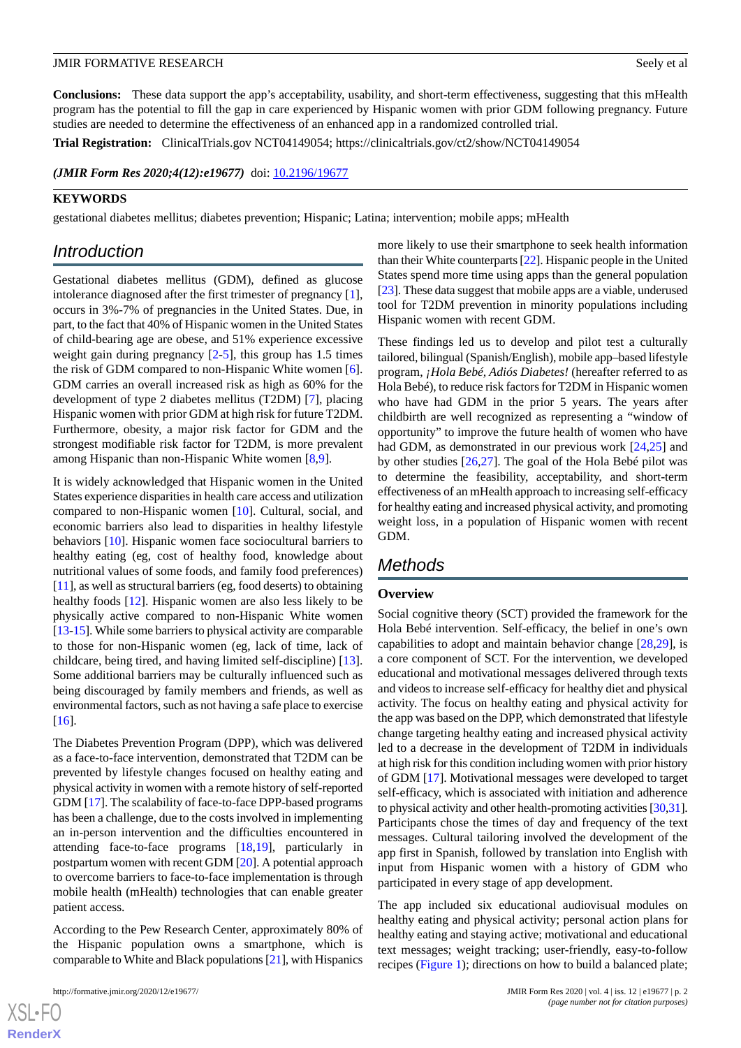**Conclusions:** These data support the app's acceptability, usability, and short-term effectiveness, suggesting that this mHealth program has the potential to fill the gap in care experienced by Hispanic women with prior GDM following pregnancy. Future studies are needed to determine the effectiveness of an enhanced app in a randomized controlled trial.

**Trial Registration:** ClinicalTrials.gov NCT04149054; https://clinicaltrials.gov/ct2/show/NCT04149054

***(JMIR Form Res 2020;4(12):e19677)*** doi: 10.2196/19677

**KEYWORDS**

gestational diabetes mellitus; diabetes prevention; Hispanic; Latina; intervention; mobile apps; mHealth

## Introduction

Gestational diabetes mellitus (GDM), defined as glucose intolerance diagnosed after the first trimester of pregnancy [1], occurs in 3%-7% of pregnancies in the United States. Due, in part, to the fact that 40% of Hispanic women in the United States of child-bearing age are obese, and 51% experience excessive weight gain during pregnancy [2-5], this group has 1.5 times the risk of GDM compared to non-Hispanic White women [6]. GDM carries an overall increased risk as high as 60% for the development of type 2 diabetes mellitus (T2DM) [7], placing Hispanic women with prior GDM at high risk for future T2DM. Furthermore, obesity, a major risk factor for GDM and the strongest modifiable risk factor for T2DM, is more prevalent among Hispanic than non-Hispanic White women [8,9].

It is widely acknowledged that Hispanic women in the United States experience disparities in health care access and utilization compared to non-Hispanic women [10]. Cultural, social, and economic barriers also lead to disparities in healthy lifestyle behaviors [10]. Hispanic women face sociocultural barriers to healthy eating (eg, cost of healthy food, knowledge about nutritional values of some foods, and family food preferences) [11], as well as structural barriers (eg, food deserts) to obtaining healthy foods [12]. Hispanic women are also less likely to be physically active compared to non-Hispanic White women [13-15]. While some barriers to physical activity are comparable to those for non-Hispanic women (eg, lack of time, lack of childcare, being tired, and having limited self-discipline) [13]. Some additional barriers may be culturally influenced such as being discouraged by family members and friends, as well as environmental factors, such as not having a safe place to exercise [16].

The Diabetes Prevention Program (DPP), which was delivered as a face-to-face intervention, demonstrated that T2DM can be prevented by lifestyle changes focused on healthy eating and physical activity in women with a remote history of self-reported GDM [17]. The scalability of face-to-face DPP-based programs has been a challenge, due to the costs involved in implementing an in-person intervention and the difficulties encountered in attending face-to-face programs [18,19], particularly in postpartum women with recent GDM [20]. A potential approach to overcome barriers to face-to-face implementation is through mobile health (mHealth) technologies that can enable greater patient access.

According to the Pew Research Center, approximately 80% of the Hispanic population owns a smartphone, which is comparable to White and Black populations [21], with Hispanics more likely to use their smartphone to seek health information than their White counterparts [22]. Hispanic people in the United States spend more time using apps than the general population [23]. These data suggest that mobile apps are a viable, underused tool for T2DM prevention in minority populations including Hispanic women with recent GDM.

These findings led us to develop and pilot test a culturally tailored, bilingual (Spanish/English), mobile app–based lifestyle program, *¡Hola Bebé, Adiós Diabetes!* (hereafter referred to as Hola Bebé), to reduce risk factors for T2DM in Hispanic women who have had GDM in the prior 5 years. The years after childbirth are well recognized as representing a "window of opportunity" to improve the future health of women who have had GDM, as demonstrated in our previous work [24,25] and by other studies [26,27]. The goal of the Hola Bebé pilot was to determine the feasibility, acceptability, and short-term effectiveness of an mHealth approach to increasing self-efficacy for healthy eating and increased physical activity, and promoting weight loss, in a population of Hispanic women with recent GDM.

## Methods

### Overview

Social cognitive theory (SCT) provided the framework for the Hola Bebé intervention. Self-efficacy, the belief in one's own capabilities to adopt and maintain behavior change [28,29], is a core component of SCT. For the intervention, we developed educational and motivational messages delivered through texts and videos to increase self-efficacy for healthy diet and physical activity. The focus on healthy eating and physical activity for the app was based on the DPP, which demonstrated that lifestyle change targeting healthy eating and increased physical activity led to a decrease in the development of T2DM in individuals at high risk for this condition including women with prior history of GDM [17]. Motivational messages were developed to target self-efficacy, which is associated with initiation and adherence to physical activity and other health-promoting activities [30,31]. Participants chose the times of day and frequency of the text messages. Cultural tailoring involved the development of the app first in Spanish, followed by translation into English with input from Hispanic women with a history of GDM who participated in every stage of app development.

The app included six educational audiovisual modules on healthy eating and physical activity; personal action plans for healthy eating and staying active; motivational and educational text messages; weight tracking; user-friendly, easy-to-follow recipes (Figure 1); directions on how to build a balanced plate;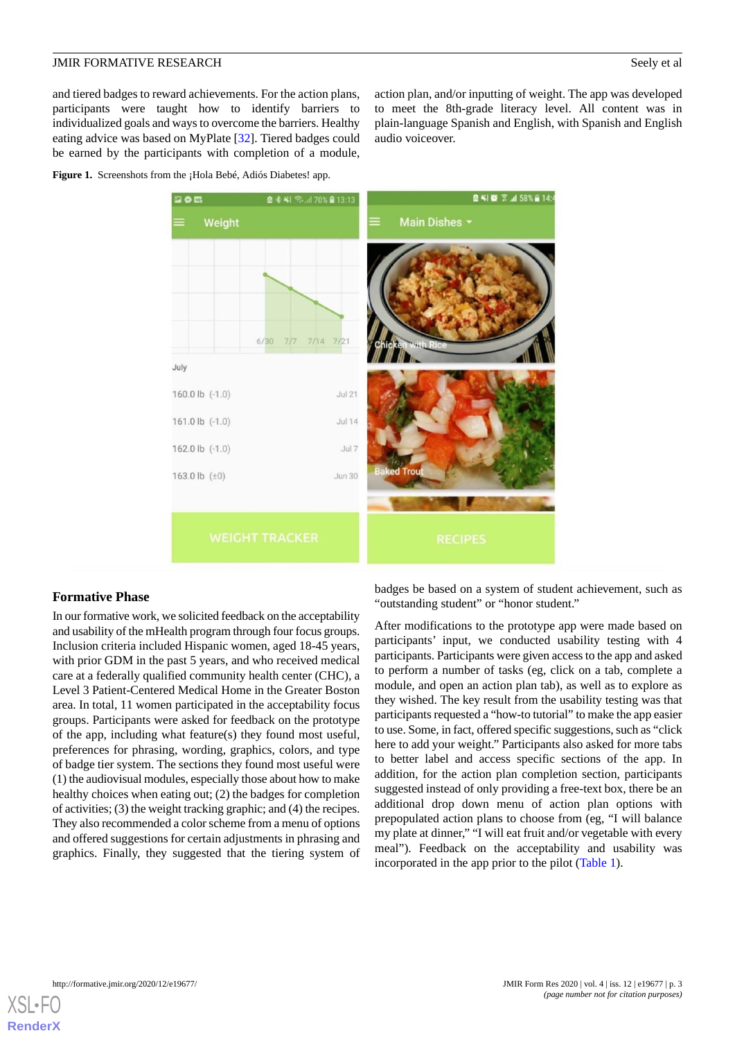and tiered badges to reward achievements. For the action plans, participants were taught how to identify barriers to individualized goals and ways to overcome the barriers. Healthy eating advice was based on MyPlate [32]. Tiered badges could be earned by the participants with completion of a module, action plan, and/or inputting of weight. The app was developed to meet the 8th-grade literacy level. All content was in plain-language Spanish and English, with Spanish and English audio voiceover.

**Figure 1.** Screenshots from the ¡Hola Bebé, Adiós Diabetes! app.

### Formative Phase

In our formative work, we solicited feedback on the acceptability and usability of the mHealth program through four focus groups. Inclusion criteria included Hispanic women, aged 18-45 years, with prior GDM in the past 5 years, and who received medical care at a federally qualified community health center (CHC), a Level 3 Patient-Centered Medical Home in the Greater Boston area. In total, 11 women participated in the acceptability focus groups. Participants were asked for feedback on the prototype of the app, including what feature(s) they found most useful, preferences for phrasing, wording, graphics, colors, and type of badge tier system. The sections they found most useful were (1) the audiovisual modules, especially those about how to make healthy choices when eating out; (2) the badges for completion of activities; (3) the weight tracking graphic; and (4) the recipes. They also recommended a color scheme from a menu of options and offered suggestions for certain adjustments in phrasing and graphics. Finally, they suggested that the tiering system of badges be based on a system of student achievement, such as "outstanding student" or "honor student."

After modifications to the prototype app were made based on participants' input, we conducted usability testing with 4 participants. Participants were given access to the app and asked to perform a number of tasks (eg, click on a tab, complete a module, and open an action plan tab), as well as to explore as they wished. The key result from the usability testing was that participants requested a "how-to tutorial" to make the app easier to use. Some, in fact, offered specific suggestions, such as "click here to add your weight." Participants also asked for more tabs to better label and access specific sections of the app. In addition, for the action plan completion section, participants suggested instead of only providing a free-text box, there be an additional drop down menu of action plan options with prepopulated action plans to choose from (eg, "I will balance my plate at dinner," "I will eat fruit and/or vegetable with every meal"). Feedback on the acceptability and usability was incorporated in the app prior to the pilot (Table 1).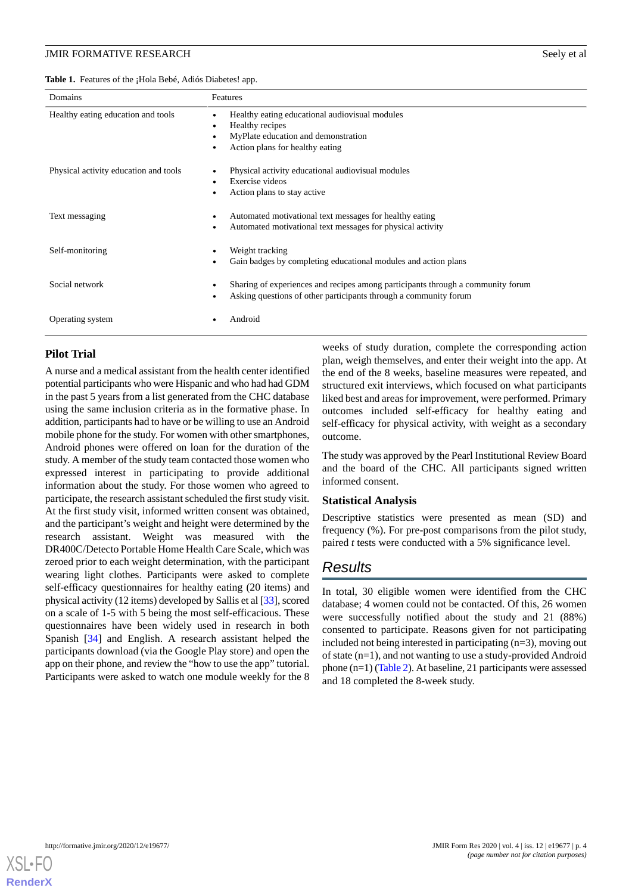**Table 1.** Features of the ¡Hola Bebé, Adiós Diabetes! app.

| Domains | Features |
|---|---|
| Healthy eating education and tools | • Healthy eating educational audiovisual modules<br>• Healthy recipes<br>• MyPlate education and demonstration<br>• Action plans for healthy eating |
| Physical activity education and tools | • Physical activity educational audiovisual modules<br>• Exercise videos<br>• Action plans to stay active |
| Text messaging | • Automated motivational text messages for healthy eating<br>• Automated motivational text messages for physical activity |
| Self-monitoring | • Weight tracking<br>• Gain badges by completing educational modules and action plans |
| Social network | • Sharing of experiences and recipes among participants through a community forum<br>• Asking questions of other participants through a community forum |
| Operating system | • Android |

### Pilot Trial

A nurse and a medical assistant from the health center identified potential participants who were Hispanic and who had had GDM in the past 5 years from a list generated from the CHC database using the same inclusion criteria as in the formative phase. In addition, participants had to have or be willing to use an Android mobile phone for the study. For women with other smartphones, Android phones were offered on loan for the duration of the study. A member of the study team contacted those women who expressed interest in participating to provide additional information about the study. For those women who agreed to participate, the research assistant scheduled the first study visit. At the first study visit, informed written consent was obtained, and the participant's weight and height were determined by the research assistant. Weight was measured with the DR400C/Detecto Portable Home Health Care Scale, which was zeroed prior to each weight determination, with the participant wearing light clothes. Participants were asked to complete self-efficacy questionnaires for healthy eating (20 items) and physical activity (12 items) developed by Sallis et al [33], scored on a scale of 1-5 with 5 being the most self-efficacious. These questionnaires have been widely used in research in both Spanish [34] and English. A research assistant helped the participants download (via the Google Play store) and open the app on their phone, and review the "how to use the app" tutorial. Participants were asked to watch one module weekly for the 8 weeks of study duration, complete the corresponding action plan, weigh themselves, and enter their weight into the app. At the end of the 8 weeks, baseline measures were repeated, and structured exit interviews, which focused on what participants liked best and areas for improvement, were performed. Primary outcomes included self-efficacy for healthy eating and self-efficacy for physical activity, with weight as a secondary outcome.

The study was approved by the Pearl Institutional Review Board and the board of the CHC. All participants signed written informed consent.

### Statistical Analysis

Descriptive statistics were presented as mean (SD) and frequency (%). For pre-post comparisons from the pilot study, paired *t* tests were conducted with a 5% significance level.

## Results

In total, 30 eligible women were identified from the CHC database; 4 women could not be contacted. Of this, 26 women were successfully notified about the study and 21 (88%) consented to participate. Reasons given for not participating included not being interested in participating (n=3), moving out of state (n=1), and not wanting to use a study-provided Android phone (n=1) (Table 2). At baseline, 21 participants were assessed and 18 completed the 8-week study.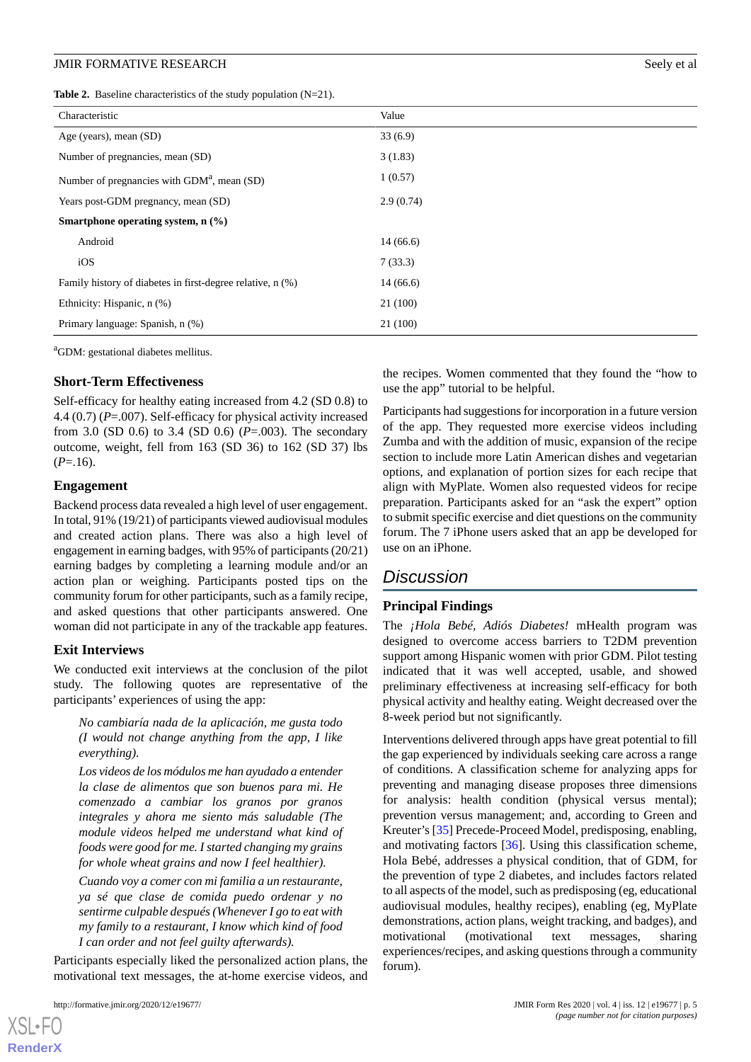**Table 2.** Baseline characteristics of the study population (N=21).

| Characteristic | Value |
|---|---|
| Age (years), mean (SD) | 33 (6.9) |
| Number of pregnancies, mean (SD) | 3 (1.83) |
| Number of pregnancies with GDM[a], mean (SD) | 1 (0.57) |
| Years post-GDM pregnancy, mean (SD) | 2.9 (0.74) |
| **Smartphone operating system, n (%)** | |
| Android | 14 (66.6) |
| iOS | 7 (33.3) |
| Family history of diabetes in first-degree relative, n (%) | 14 (66.6) |
| Ethnicity: Hispanic, n (%) | 21 (100) |
| Primary language: Spanish, n (%) | 21 (100) |

[a]GDM: gestational diabetes mellitus.

### Short-Term Effectiveness

Self-efficacy for healthy eating increased from 4.2 (SD 0.8) to 4.4 (0.7) (*P*=.007). Self-efficacy for physical activity increased from 3.0 (SD 0.6) to 3.4 (SD 0.6) (*P*=.003). The secondary outcome, weight, fell from 163 (SD 36) to 162 (SD 37) lbs (*P*=.16).

### Engagement

Backend process data revealed a high level of user engagement. In total, 91% (19/21) of participants viewed audiovisual modules and created action plans. There was also a high level of engagement in earning badges, with 95% of participants (20/21) earning badges by completing a learning module and/or an action plan or weighing. Participants posted tips on the community forum for other participants, such as a family recipe, and asked questions that other participants answered. One woman did not participate in any of the trackable app features.

### Exit Interviews

We conducted exit interviews at the conclusion of the pilot study. The following quotes are representative of the participants' experiences of using the app:

> *No cambiaría nada de la aplicación, me gusta todo (I would not change anything from the app, I like everything).*

> *Los videos de los módulos me han ayudado a entender la clase de alimentos que son buenos para mi. He comenzado a cambiar los granos por granos integrales y ahora me siento más saludable (The module videos helped me understand what kind of foods were good for me. I started changing my grains for whole wheat grains and now I feel healthier).*

> *Cuando voy a comer con mi familia a un restaurante, ya sé que clase de comida puedo ordenar y no sentirme culpable después (Whenever I go to eat with my family to a restaurant, I know which kind of food I can order and not feel guilty afterwards).*

Participants especially liked the personalized action plans, the motivational text messages, the at-home exercise videos, and the recipes. Women commented that they found the "how to use the app" tutorial to be helpful.

Participants had suggestions for incorporation in a future version of the app. They requested more exercise videos including Zumba and with the addition of music, expansion of the recipe section to include more Latin American dishes and vegetarian options, and explanation of portion sizes for each recipe that align with MyPlate. Women also requested videos for recipe preparation. Participants asked for an "ask the expert" option to submit specific exercise and diet questions on the community forum. The 7 iPhone users asked that an app be developed for use on an iPhone.

## Discussion

### Principal Findings

The *¡Hola Bebé, Adiós Diabetes!* mHealth program was designed to overcome access barriers to T2DM prevention support among Hispanic women with prior GDM. Pilot testing indicated that it was well accepted, usable, and showed preliminary effectiveness at increasing self-efficacy for both physical activity and healthy eating. Weight decreased over the 8-week period but not significantly.

Interventions delivered through apps have great potential to fill the gap experienced by individuals seeking care across a range of conditions. A classification scheme for analyzing apps for preventing and managing disease proposes three dimensions for analysis: health condition (physical versus mental); prevention versus management; and, according to Green and Kreuter's [35] Precede-Proceed Model, predisposing, enabling, and motivating factors [36]. Using this classification scheme, Hola Bebé, addresses a physical condition, that of GDM, for the prevention of type 2 diabetes, and includes factors related to all aspects of the model, such as predisposing (eg, educational audiovisual modules, healthy recipes), enabling (eg, MyPlate demonstrations, action plans, weight tracking, and badges), and motivational (motivational text messages, sharing experiences/recipes, and asking questions through a community forum).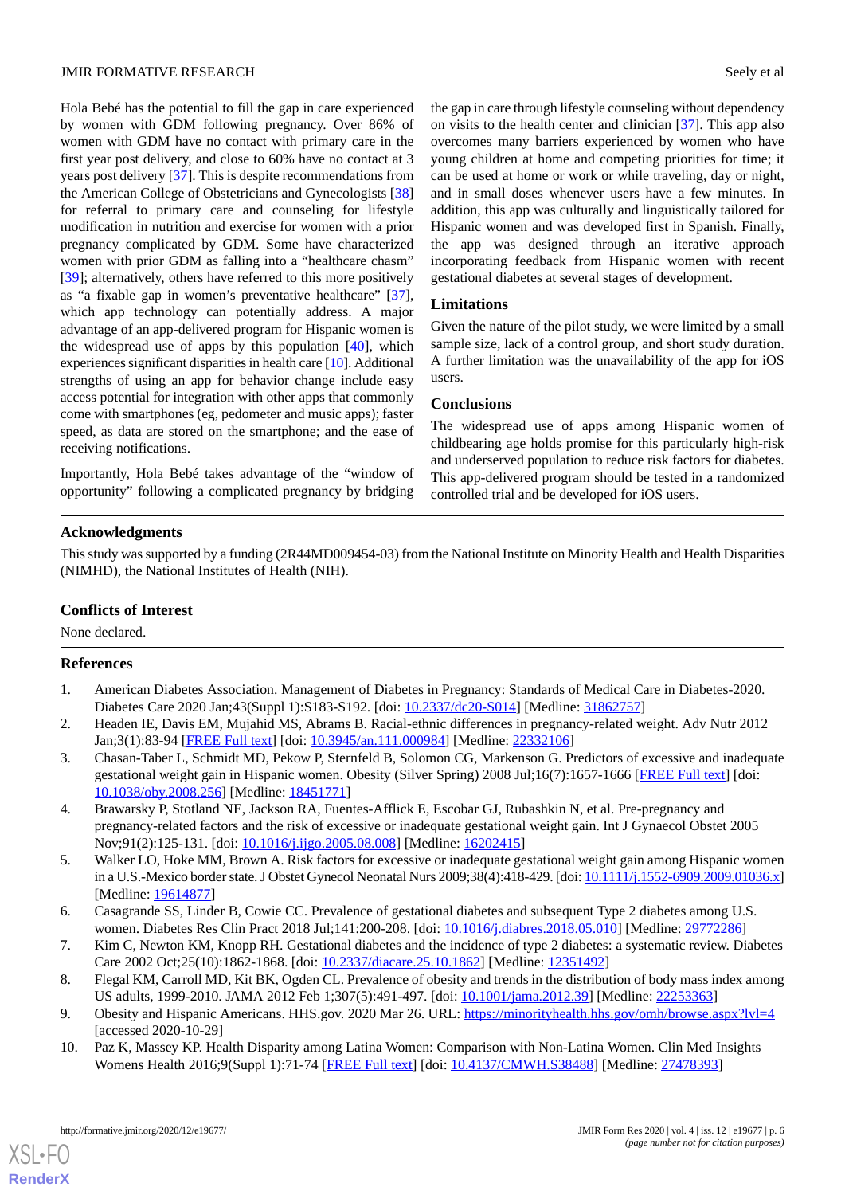Hola Bebé has the potential to fill the gap in care experienced by women with GDM following pregnancy. Over 86% of women with GDM have no contact with primary care in the first year post delivery, and close to 60% have no contact at 3 years post delivery [37]. This is despite recommendations from the American College of Obstetricians and Gynecologists [38] for referral to primary care and counseling for lifestyle modification in nutrition and exercise for women with a prior pregnancy complicated by GDM. Some have characterized women with prior GDM as falling into a "healthcare chasm" [39]; alternatively, others have referred to this more positively as "a fixable gap in women's preventative healthcare" [37], which app technology can potentially address. A major advantage of an app-delivered program for Hispanic women is the widespread use of apps by this population [40], which experiences significant disparities in health care [10]. Additional strengths of using an app for behavior change include easy access potential for integration with other apps that commonly come with smartphones (eg, pedometer and music apps); faster speed, as data are stored on the smartphone; and the ease of receiving notifications.

Importantly, Hola Bebé takes advantage of the "window of opportunity" following a complicated pregnancy by bridging the gap in care through lifestyle counseling without dependency on visits to the health center and clinician [37]. This app also overcomes many barriers experienced by women who have young children at home and competing priorities for time; it can be used at home or work or while traveling, day or night, and in small doses whenever users have a few minutes. In addition, this app was culturally and linguistically tailored for Hispanic women and was developed first in Spanish. Finally, the app was designed through an iterative approach incorporating feedback from Hispanic women with recent gestational diabetes at several stages of development.

## Limitations

Given the nature of the pilot study, we were limited by a small sample size, lack of a control group, and short study duration. A further limitation was the unavailability of the app for iOS users.

## Conclusions

The widespread use of apps among Hispanic women of childbearing age holds promise for this particularly high-risk and underserved population to reduce risk factors for diabetes. This app-delivered program should be tested in a randomized controlled trial and be developed for iOS users.

## Acknowledgments

This study was supported by a funding (2R44MD009454-03) from the National Institute on Minority Health and Health Disparities (NIMHD), the National Institutes of Health (NIH).

## Conflicts of Interest

None declared.

## References

1. American Diabetes Association. Management of Diabetes in Pregnancy: Standards of Medical Care in Diabetes-2020. Diabetes Care 2020 Jan;43(Suppl 1):S183-S192. [doi: 10.2337/dc20-S014] [Medline: 31862757]
2. Headen IE, Davis EM, Mujahid MS, Abrams B. Racial-ethnic differences in pregnancy-related weight. Adv Nutr 2012 Jan;3(1):83-94 [FREE Full text] [doi: 10.3945/an.111.000984] [Medline: 22332106]
3. Chasan-Taber L, Schmidt MD, Pekow P, Sternfeld B, Solomon CG, Markenson G. Predictors of excessive and inadequate gestational weight gain in Hispanic women. Obesity (Silver Spring) 2008 Jul;16(7):1657-1666 [FREE Full text] [doi: 10.1038/oby.2008.256] [Medline: 18451771]
4. Brawarsky P, Stotland NE, Jackson RA, Fuentes-Afflick E, Escobar GJ, Rubashkin N, et al. Pre-pregnancy and pregnancy-related factors and the risk of excessive or inadequate gestational weight gain. Int J Gynaecol Obstet 2005 Nov;91(2):125-131. [doi: 10.1016/j.ijgo.2005.08.008] [Medline: 16202415]
5. Walker LO, Hoke MM, Brown A. Risk factors for excessive or inadequate gestational weight gain among Hispanic women in a U.S.-Mexico border state. J Obstet Gynecol Neonatal Nurs 2009;38(4):418-429. [doi: 10.1111/j.1552-6909.2009.01036.x] [Medline: 19614877]
6. Casagrande SS, Linder B, Cowie CC. Prevalence of gestational diabetes and subsequent Type 2 diabetes among U.S. women. Diabetes Res Clin Pract 2018 Jul;141:200-208. [doi: 10.1016/j.diabres.2018.05.010] [Medline: 29772286]
7. Kim C, Newton KM, Knopp RH. Gestational diabetes and the incidence of type 2 diabetes: a systematic review. Diabetes Care 2002 Oct;25(10):1862-1868. [doi: 10.2337/diacare.25.10.1862] [Medline: 12351492]
8. Flegal KM, Carroll MD, Kit BK, Ogden CL. Prevalence of obesity and trends in the distribution of body mass index among US adults, 1999-2010. JAMA 2012 Feb 1;307(5):491-497. [doi: 10.1001/jama.2012.39] [Medline: 22253363]
9. Obesity and Hispanic Americans. HHS.gov. 2020 Mar 26. URL: https://minorityhealth.hhs.gov/omh/browse.aspx?lvl=4 [accessed 2020-10-29]
10. Paz K, Massey KP. Health Disparity among Latina Women: Comparison with Non-Latina Women. Clin Med Insights Womens Health 2016;9(Suppl 1):71-74 [FREE Full text] [doi: 10.4137/CMWH.S38488] [Medline: 27478393]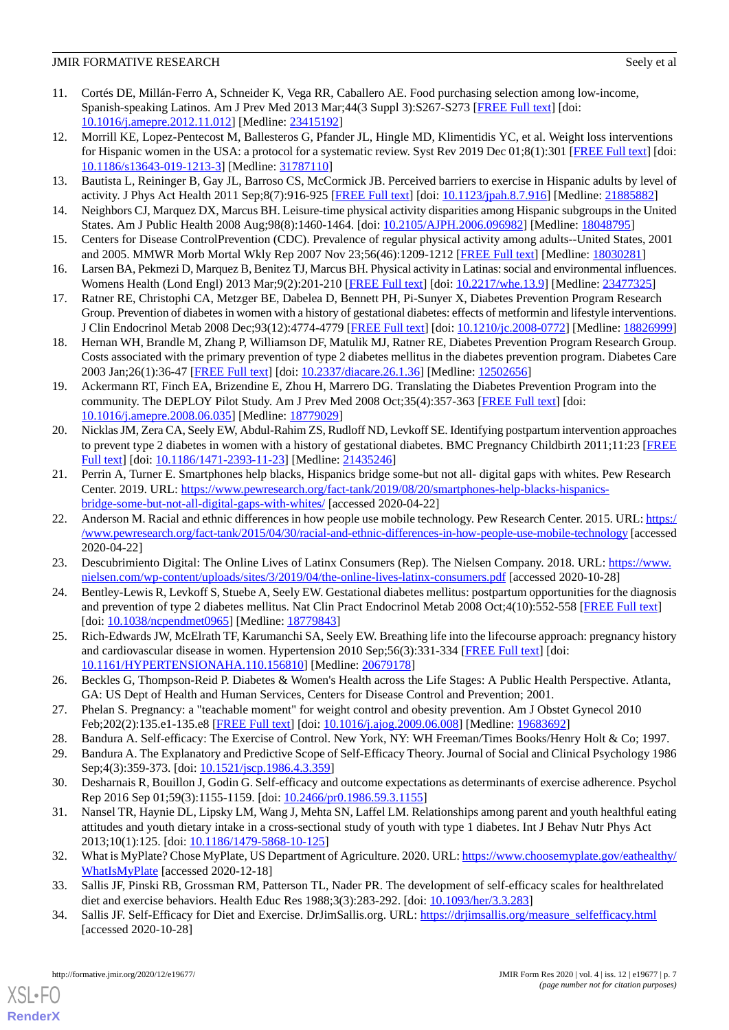11. Cortés DE, Millán-Ferro A, Schneider K, Vega RR, Caballero AE. Food purchasing selection among low-income, Spanish-speaking Latinos. Am J Prev Med 2013 Mar;44(3 Suppl 3):S267-S273 [FREE Full text] [doi: 10.1016/j.amepre.2012.11.012] [Medline: 23415192]
12. Morrill KE, Lopez-Pentecost M, Ballesteros G, Pfander JL, Hingle MD, Klimentidis YC, et al. Weight loss interventions for Hispanic women in the USA: a protocol for a systematic review. Syst Rev 2019 Dec 01;8(1):301 [FREE Full text] [doi: 10.1186/s13643-019-1213-3] [Medline: 31787110]
13. Bautista L, Reininger B, Gay JL, Barroso CS, McCormick JB. Perceived barriers to exercise in Hispanic adults by level of activity. J Phys Act Health 2011 Sep;8(7):916-925 [FREE Full text] [doi: 10.1123/jpah.8.7.916] [Medline: 21885882]
14. Neighbors CJ, Marquez DX, Marcus BH. Leisure-time physical activity disparities among Hispanic subgroups in the United States. Am J Public Health 2008 Aug;98(8):1460-1464. [doi: 10.2105/AJPH.2006.096982] [Medline: 18048795]
15. Centers for Disease ControlPrevention (CDC). Prevalence of regular physical activity among adults--United States, 2001 and 2005. MMWR Morb Mortal Wkly Rep 2007 Nov 23;56(46):1209-1212 [FREE Full text] [Medline: 18030281]
16. Larsen BA, Pekmezi D, Marquez B, Benitez TJ, Marcus BH. Physical activity in Latinas: social and environmental influences. Womens Health (Lond Engl) 2013 Mar;9(2):201-210 [FREE Full text] [doi: 10.2217/whe.13.9] [Medline: 23477325]
17. Ratner RE, Christophi CA, Metzger BE, Dabelea D, Bennett PH, Pi-Sunyer X, Diabetes Prevention Program Research Group. Prevention of diabetes in women with a history of gestational diabetes: effects of metformin and lifestyle interventions. J Clin Endocrinol Metab 2008 Dec;93(12):4774-4779 [FREE Full text] [doi: 10.1210/jc.2008-0772] [Medline: 18826999]
18. Hernan WH, Brandle M, Zhang P, Williamson DF, Matulik MJ, Ratner RE, Diabetes Prevention Program Research Group. Costs associated with the primary prevention of type 2 diabetes mellitus in the diabetes prevention program. Diabetes Care 2003 Jan;26(1):36-47 [FREE Full text] [doi: 10.2337/diacare.26.1.36] [Medline: 12502656]
19. Ackermann RT, Finch EA, Brizendine E, Zhou H, Marrero DG. Translating the Diabetes Prevention Program into the community. The DEPLOY Pilot Study. Am J Prev Med 2008 Oct;35(4):357-363 [FREE Full text] [doi: 10.1016/j.amepre.2008.06.035] [Medline: 18779029]
20. Nicklas JM, Zera CA, Seely EW, Abdul-Rahim ZS, Rudloff ND, Levkoff SE. Identifying postpartum intervention approaches to prevent type 2 diabetes in women with a history of gestational diabetes. BMC Pregnancy Childbirth 2011;11:23 [FREE Full text] [doi: 10.1186/1471-2393-11-23] [Medline: 21435246]
21. Perrin A, Turner E. Smartphones help blacks, Hispanics bridge some-but not all- digital gaps with whites. Pew Research Center. 2019. URL: https://www.pewresearch.org/fact-tank/2019/08/20/smartphones-help-blacks-hispanics-bridge-some-but-not-all-digital-gaps-with-whites/ [accessed 2020-04-22]
22. Anderson M. Racial and ethnic differences in how people use mobile technology. Pew Research Center. 2015. URL: https://www.pewresearch.org/fact-tank/2015/04/30/racial-and-ethnic-differences-in-how-people-use-mobile-technology [accessed 2020-04-22]
23. Descubrimiento Digital: The Online Lives of Latinx Consumers (Rep). The Nielsen Company. 2018. URL: https://www.nielsen.com/wp-content/uploads/sites/3/2019/04/the-online-lives-latinx-consumers.pdf [accessed 2020-10-28]
24. Bentley-Lewis R, Levkoff S, Stuebe A, Seely EW. Gestational diabetes mellitus: postpartum opportunities for the diagnosis and prevention of type 2 diabetes mellitus. Nat Clin Pract Endocrinol Metab 2008 Oct;4(10):552-558 [FREE Full text] [doi: 10.1038/ncpendmet0965] [Medline: 18779843]
25. Rich-Edwards JW, McElrath TF, Karumanchi SA, Seely EW. Breathing life into the lifecourse approach: pregnancy history and cardiovascular disease in women. Hypertension 2010 Sep;56(3):331-334 [FREE Full text] [doi: 10.1161/HYPERTENSIONAHA.110.156810] [Medline: 20679178]
26. Beckles G, Thompson-Reid P. Diabetes & Women's Health across the Life Stages: A Public Health Perspective. Atlanta, GA: US Dept of Health and Human Services, Centers for Disease Control and Prevention; 2001.
27. Phelan S. Pregnancy: a "teachable moment" for weight control and obesity prevention. Am J Obstet Gynecol 2010 Feb;202(2):135.e1-135.e8 [FREE Full text] [doi: 10.1016/j.ajog.2009.06.008] [Medline: 19683692]
28. Bandura A. Self-efficacy: The Exercise of Control. New York, NY: WH Freeman/Times Books/Henry Holt & Co; 1997.
29. Bandura A. The Explanatory and Predictive Scope of Self-Efficacy Theory. Journal of Social and Clinical Psychology 1986 Sep;4(3):359-373. [doi: 10.1521/jscp.1986.4.3.359]
30. Desharnais R, Bouillon J, Godin G. Self-efficacy and outcome expectations as determinants of exercise adherence. Psychol Rep 2016 Sep 01;59(3):1155-1159. [doi: 10.2466/pr0.1986.59.3.1155]
31. Nansel TR, Haynie DL, Lipsky LM, Wang J, Mehta SN, Laffel LM. Relationships among parent and youth healthful eating attitudes and youth dietary intake in a cross-sectional study of youth with type 1 diabetes. Int J Behav Nutr Phys Act 2013;10(1):125. [doi: 10.1186/1479-5868-10-125]
32. What is MyPlate? Chose MyPlate, US Department of Agriculture. 2020. URL: https://www.choosemyplate.gov/eathealthy/WhatIsMyPlate [accessed 2020-12-18]
33. Sallis JF, Pinski RB, Grossman RM, Patterson TL, Nader PR. The development of self-efficacy scales for healthrelated diet and exercise behaviors. Health Educ Res 1988;3(3):283-292. [doi: 10.1093/her/3.3.283]
34. Sallis JF. Self-Efficacy for Diet and Exercise. DrJimSallis.org. URL: https://drjimsallis.org/measure_selfefficacy.html [accessed 2020-10-28]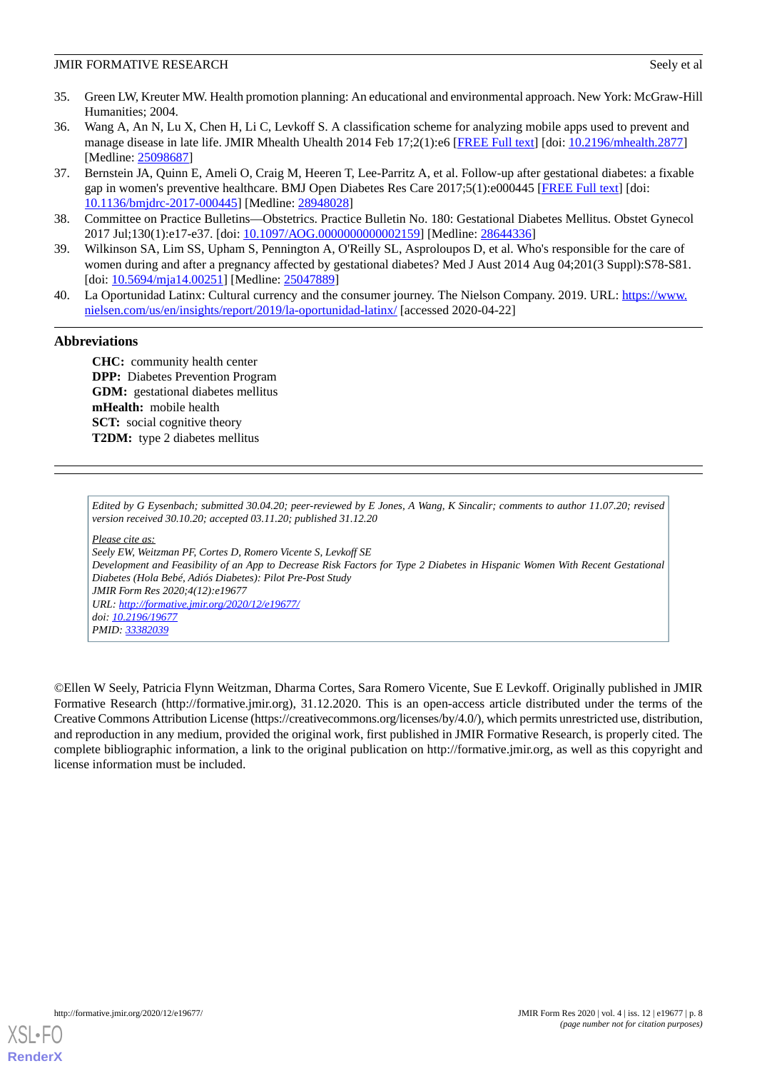35. Green LW, Kreuter MW. Health promotion planning: An educational and environmental approach. New York: McGraw-Hill Humanities; 2004.
36. Wang A, An N, Lu X, Chen H, Li C, Levkoff S. A classification scheme for analyzing mobile apps used to prevent and manage disease in late life. JMIR Mhealth Uhealth 2014 Feb 17;2(1):e6 [FREE Full text] [doi: 10.2196/mhealth.2877] [Medline: 25098687]
37. Bernstein JA, Quinn E, Ameli O, Craig M, Heeren T, Lee-Parritz A, et al. Follow-up after gestational diabetes: a fixable gap in women's preventive healthcare. BMJ Open Diabetes Res Care 2017;5(1):e000445 [FREE Full text] [doi: 10.1136/bmjdrc-2017-000445] [Medline: 28948028]
38. Committee on Practice Bulletins—Obstetrics. Practice Bulletin No. 180: Gestational Diabetes Mellitus. Obstet Gynecol 2017 Jul;130(1):e17-e37. [doi: 10.1097/AOG.0000000000002159] [Medline: 28644336]
39. Wilkinson SA, Lim SS, Upham S, Pennington A, O'Reilly SL, Asproloupos D, et al. Who's responsible for the care of women during and after a pregnancy affected by gestational diabetes? Med J Aust 2014 Aug 04;201(3 Suppl):S78-S81. [doi: 10.5694/mja14.00251] [Medline: 25047889]
40. La Oportunidad Latinx: Cultural currency and the consumer journey. The Nielson Company. 2019. URL: https://www.nielsen.com/us/en/insights/report/2019/la-oportunidad-latinx/ [accessed 2020-04-22]

## Abbreviations

**CHC:** community health center
**DPP:** Diabetes Prevention Program
**GDM:** gestational diabetes mellitus
**mHealth:** mobile health
**SCT:** social cognitive theory
**T2DM:** type 2 diabetes mellitus

*Edited by G Eysenbach; submitted 30.04.20; peer-reviewed by E Jones, A Wang, K Sincalir; comments to author 11.07.20; revised version received 30.10.20; accepted 03.11.20; published 31.12.20*

*Please cite as:*
*Seely EW, Weitzman PF, Cortes D, Romero Vicente S, Levkoff SE*
*Development and Feasibility of an App to Decrease Risk Factors for Type 2 Diabetes in Hispanic Women With Recent Gestational Diabetes (Hola Bebé, Adiós Diabetes): Pilot Pre-Post Study*
*JMIR Form Res 2020;4(12):e19677*
*URL: http://formative.jmir.org/2020/12/e19677/*
*doi: 10.2196/19677*
*PMID: 33382039*

©Ellen W Seely, Patricia Flynn Weitzman, Dharma Cortes, Sara Romero Vicente, Sue E Levkoff. Originally published in JMIR Formative Research (http://formative.jmir.org), 31.12.2020. This is an open-access article distributed under the terms of the Creative Commons Attribution License (https://creativecommons.org/licenses/by/4.0/), which permits unrestricted use, distribution, and reproduction in any medium, provided the original work, first published in JMIR Formative Research, is properly cited. The complete bibliographic information, a link to the original publication on http://formative.jmir.org, as well as this copyright and license information must be included.